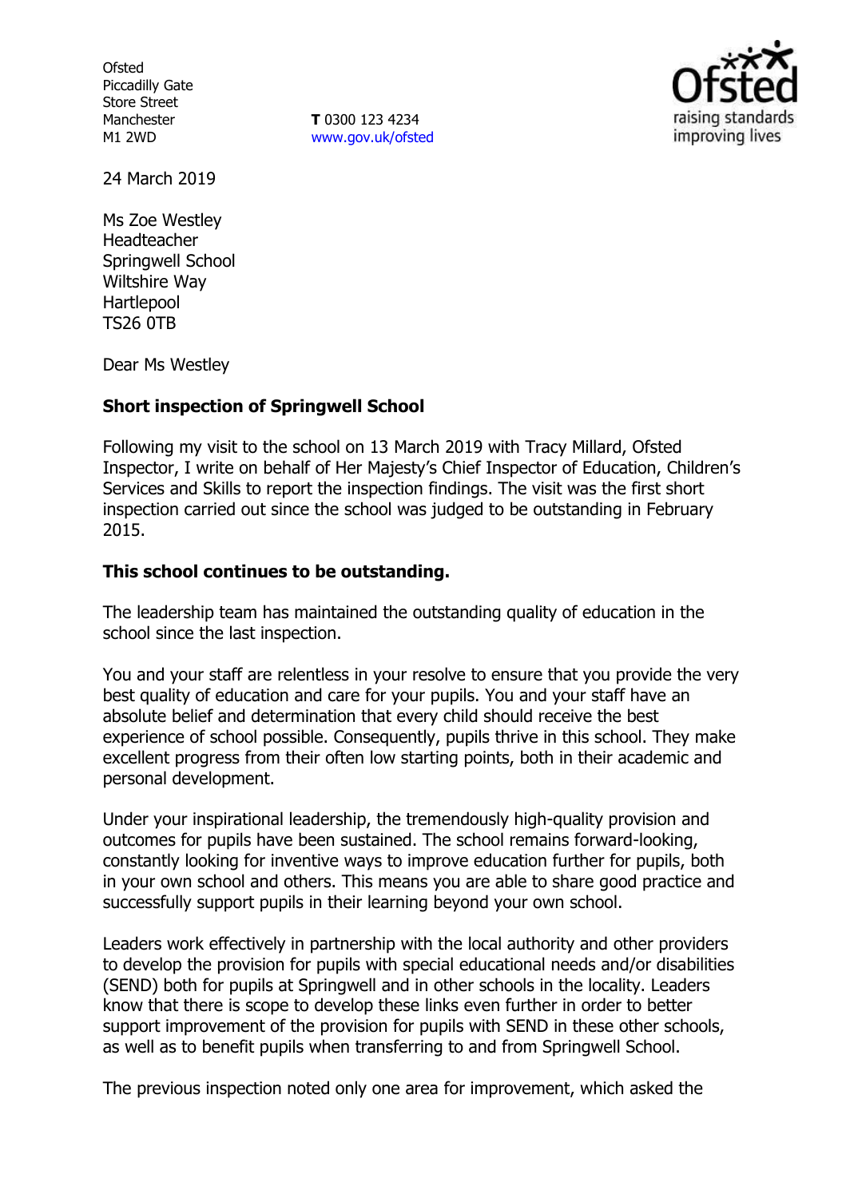Ofsted
Piccadilly Gate
Store Street
Manchester
M1 2WD

**T** 0300 123 4234
www.gov.uk/ofsted

24 March 2019

Ms Zoe Westley
Headteacher
Springwell School
Wiltshire Way
Hartlepool
TS26 0TB

Dear Ms Westley

**Short inspection of Springwell School**

Following my visit to the school on 13 March 2019 with Tracy Millard, Ofsted Inspector, I write on behalf of Her Majesty's Chief Inspector of Education, Children's Services and Skills to report the inspection findings. The visit was the first short inspection carried out since the school was judged to be outstanding in February 2015.

**This school continues to be outstanding.**

The leadership team has maintained the outstanding quality of education in the school since the last inspection.

You and your staff are relentless in your resolve to ensure that you provide the very best quality of education and care for your pupils. You and your staff have an absolute belief and determination that every child should receive the best experience of school possible. Consequently, pupils thrive in this school. They make excellent progress from their often low starting points, both in their academic and personal development.

Under your inspirational leadership, the tremendously high-quality provision and outcomes for pupils have been sustained. The school remains forward-looking, constantly looking for inventive ways to improve education further for pupils, both in your own school and others. This means you are able to share good practice and successfully support pupils in their learning beyond your own school.

Leaders work effectively in partnership with the local authority and other providers to develop the provision for pupils with special educational needs and/or disabilities (SEND) both for pupils at Springwell and in other schools in the locality. Leaders know that there is scope to develop these links even further in order to better support improvement of the provision for pupils with SEND in these other schools, as well as to benefit pupils when transferring to and from Springwell School.

The previous inspection noted only one area for improvement, which asked the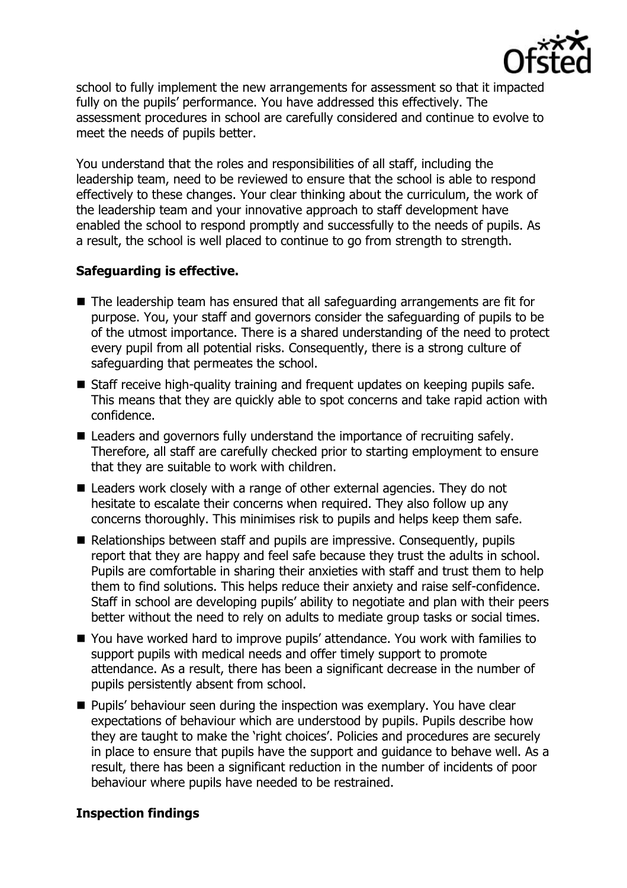school to fully implement the new arrangements for assessment so that it impacted fully on the pupils' performance. You have addressed this effectively. The assessment procedures in school are carefully considered and continue to evolve to meet the needs of pupils better.

You understand that the roles and responsibilities of all staff, including the leadership team, need to be reviewed to ensure that the school is able to respond effectively to these changes. Your clear thinking about the curriculum, the work of the leadership team and your innovative approach to staff development have enabled the school to respond promptly and successfully to the needs of pupils. As a result, the school is well placed to continue to go from strength to strength.

**Safeguarding is effective.**

- The leadership team has ensured that all safeguarding arrangements are fit for purpose. You, your staff and governors consider the safeguarding of pupils to be of the utmost importance. There is a shared understanding of the need to protect every pupil from all potential risks. Consequently, there is a strong culture of safeguarding that permeates the school.
- Staff receive high-quality training and frequent updates on keeping pupils safe. This means that they are quickly able to spot concerns and take rapid action with confidence.
- Leaders and governors fully understand the importance of recruiting safely. Therefore, all staff are carefully checked prior to starting employment to ensure that they are suitable to work with children.
- Leaders work closely with a range of other external agencies. They do not hesitate to escalate their concerns when required. They also follow up any concerns thoroughly. This minimises risk to pupils and helps keep them safe.
- Relationships between staff and pupils are impressive. Consequently, pupils report that they are happy and feel safe because they trust the adults in school. Pupils are comfortable in sharing their anxieties with staff and trust them to help them to find solutions. This helps reduce their anxiety and raise self-confidence. Staff in school are developing pupils' ability to negotiate and plan with their peers better without the need to rely on adults to mediate group tasks or social times.
- You have worked hard to improve pupils' attendance. You work with families to support pupils with medical needs and offer timely support to promote attendance. As a result, there has been a significant decrease in the number of pupils persistently absent from school.
- Pupils' behaviour seen during the inspection was exemplary. You have clear expectations of behaviour which are understood by pupils. Pupils describe how they are taught to make the 'right choices'. Policies and procedures are securely in place to ensure that pupils have the support and guidance to behave well. As a result, there has been a significant reduction in the number of incidents of poor behaviour where pupils have needed to be restrained.

**Inspection findings**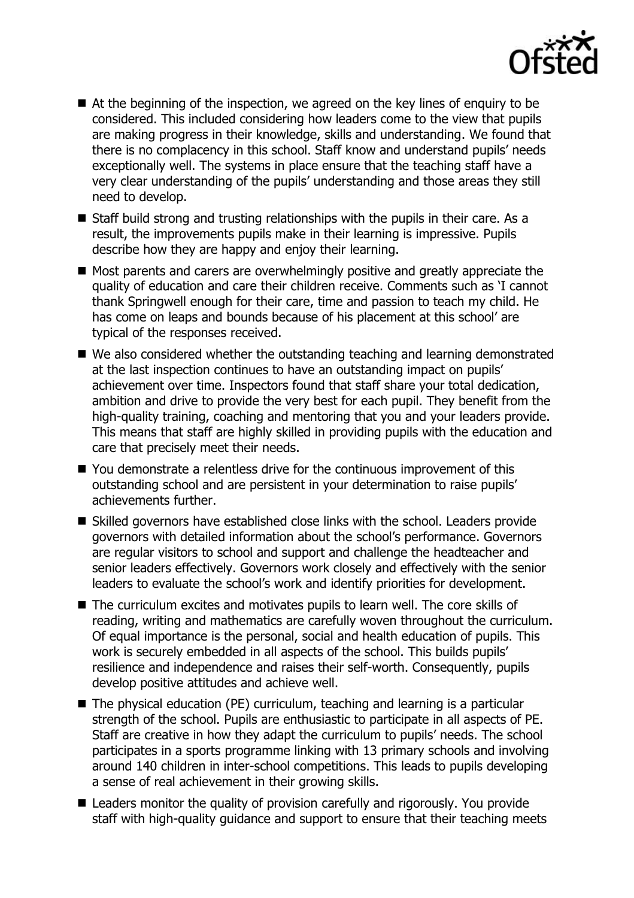- At the beginning of the inspection, we agreed on the key lines of enquiry to be considered. This included considering how leaders come to the view that pupils are making progress in their knowledge, skills and understanding. We found that there is no complacency in this school. Staff know and understand pupils' needs exceptionally well. The systems in place ensure that the teaching staff have a very clear understanding of the pupils' understanding and those areas they still need to develop.
- Staff build strong and trusting relationships with the pupils in their care. As a result, the improvements pupils make in their learning is impressive. Pupils describe how they are happy and enjoy their learning.
- Most parents and carers are overwhelmingly positive and greatly appreciate the quality of education and care their children receive. Comments such as 'I cannot thank Springwell enough for their care, time and passion to teach my child. He has come on leaps and bounds because of his placement at this school' are typical of the responses received.
- We also considered whether the outstanding teaching and learning demonstrated at the last inspection continues to have an outstanding impact on pupils' achievement over time. Inspectors found that staff share your total dedication, ambition and drive to provide the very best for each pupil. They benefit from the high-quality training, coaching and mentoring that you and your leaders provide. This means that staff are highly skilled in providing pupils with the education and care that precisely meet their needs.
- You demonstrate a relentless drive for the continuous improvement of this outstanding school and are persistent in your determination to raise pupils' achievements further.
- Skilled governors have established close links with the school. Leaders provide governors with detailed information about the school's performance. Governors are regular visitors to school and support and challenge the headteacher and senior leaders effectively. Governors work closely and effectively with the senior leaders to evaluate the school's work and identify priorities for development.
- The curriculum excites and motivates pupils to learn well. The core skills of reading, writing and mathematics are carefully woven throughout the curriculum. Of equal importance is the personal, social and health education of pupils. This work is securely embedded in all aspects of the school. This builds pupils' resilience and independence and raises their self-worth. Consequently, pupils develop positive attitudes and achieve well.
- The physical education (PE) curriculum, teaching and learning is a particular strength of the school. Pupils are enthusiastic to participate in all aspects of PE. Staff are creative in how they adapt the curriculum to pupils' needs. The school participates in a sports programme linking with 13 primary schools and involving around 140 children in inter-school competitions. This leads to pupils developing a sense of real achievement in their growing skills.
- Leaders monitor the quality of provision carefully and rigorously. You provide staff with high-quality guidance and support to ensure that their teaching meets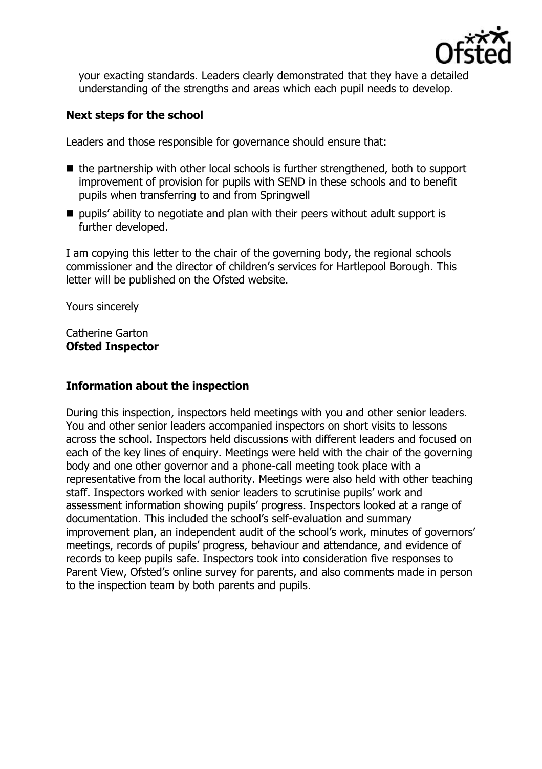your exacting standards. Leaders clearly demonstrated that they have a detailed understanding of the strengths and areas which each pupil needs to develop.

### Next steps for the school

Leaders and those responsible for governance should ensure that:

- the partnership with other local schools is further strengthened, both to support improvement of provision for pupils with SEND in these schools and to benefit pupils when transferring to and from Springwell
- pupils' ability to negotiate and plan with their peers without adult support is further developed.

I am copying this letter to the chair of the governing body, the regional schools commissioner and the director of children's services for Hartlepool Borough. This letter will be published on the Ofsted website.

Yours sincerely

Catherine Garton
**Ofsted Inspector**

### Information about the inspection

During this inspection, inspectors held meetings with you and other senior leaders. You and other senior leaders accompanied inspectors on short visits to lessons across the school. Inspectors held discussions with different leaders and focused on each of the key lines of enquiry. Meetings were held with the chair of the governing body and one other governor and a phone-call meeting took place with a representative from the local authority. Meetings were also held with other teaching staff. Inspectors worked with senior leaders to scrutinise pupils' work and assessment information showing pupils' progress. Inspectors looked at a range of documentation. This included the school's self-evaluation and summary improvement plan, an independent audit of the school's work, minutes of governors' meetings, records of pupils' progress, behaviour and attendance, and evidence of records to keep pupils safe. Inspectors took into consideration five responses to Parent View, Ofsted's online survey for parents, and also comments made in person to the inspection team by both parents and pupils.